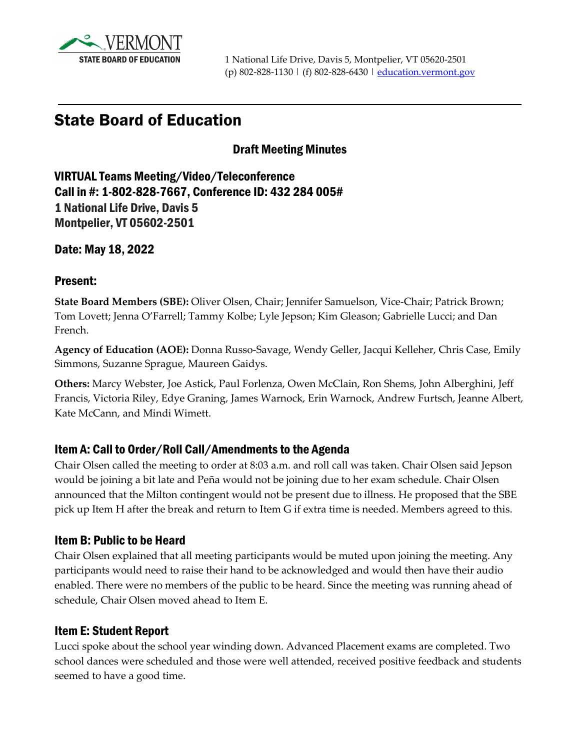VERMONT
STATE BOARD OF EDUCATION

1 National Life Drive, Davis 5, Montpelier, VT 05620-2501
(p) 802-828-1130 | (f) 802-828-6430 | education.vermont.gov

# State Board of Education

## Draft Meeting Minutes

### VIRTUAL Teams Meeting/Video/Teleconference
### Call in #: 1-802-828-7667, Conference ID: 432 284 005#
### 1 National Life Drive, Davis 5
### Montpelier, VT 05602-2501

### Date: May 18, 2022

### Present:

**State Board Members (SBE):** Oliver Olsen, Chair; Jennifer Samuelson, Vice-Chair; Patrick Brown; Tom Lovett; Jenna O'Farrell; Tammy Kolbe; Lyle Jepson; Kim Gleason; Gabrielle Lucci; and Dan French.

**Agency of Education (AOE):** Donna Russo-Savage, Wendy Geller, Jacqui Kelleher, Chris Case, Emily Simmons, Suzanne Sprague, Maureen Gaidys.

**Others:** Marcy Webster, Joe Astick, Paul Forlenza, Owen McClain, Ron Shems, John Alberghini, Jeff Francis, Victoria Riley, Edye Graning, James Warnock, Erin Warnock, Andrew Furtsch, Jeanne Albert, Kate McCann, and Mindi Wimett.

### Item A: Call to Order/Roll Call/Amendments to the Agenda

Chair Olsen called the meeting to order at 8:03 a.m. and roll call was taken. Chair Olsen said Jepson would be joining a bit late and Peña would not be joining due to her exam schedule. Chair Olsen announced that the Milton contingent would not be present due to illness. He proposed that the SBE pick up Item H after the break and return to Item G if extra time is needed. Members agreed to this.

### Item B: Public to be Heard

Chair Olsen explained that all meeting participants would be muted upon joining the meeting. Any participants would need to raise their hand to be acknowledged and would then have their audio enabled. There were no members of the public to be heard. Since the meeting was running ahead of schedule, Chair Olsen moved ahead to Item E.

### Item E: Student Report

Lucci spoke about the school year winding down. Advanced Placement exams are completed. Two school dances were scheduled and those were well attended, received positive feedback and students seemed to have a good time.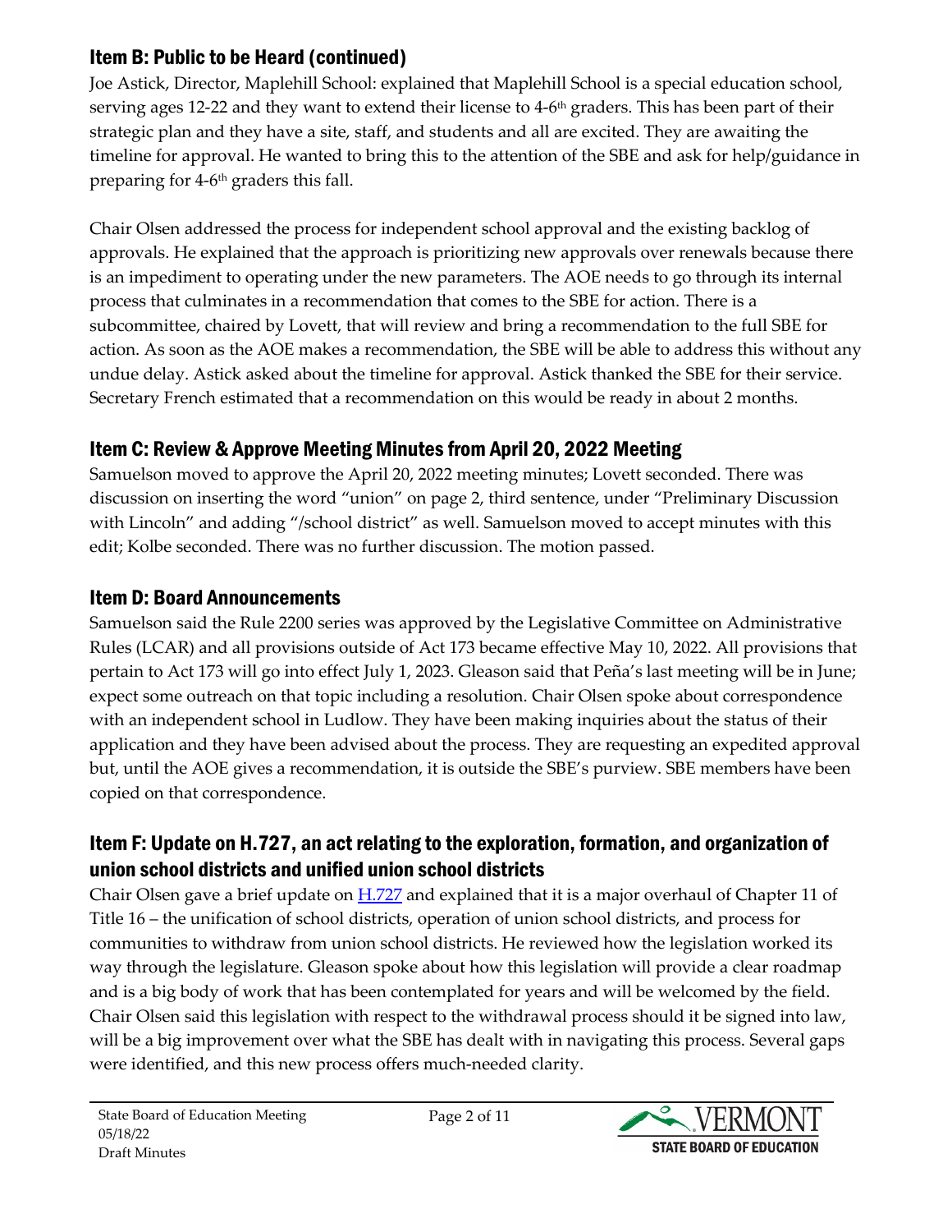## Item B: Public to be Heard (continued)

Joe Astick, Director, Maplehill School: explained that Maplehill School is a special education school, serving ages 12-22 and they want to extend their license to 4-6th graders. This has been part of their strategic plan and they have a site, staff, and students and all are excited. They are awaiting the timeline for approval. He wanted to bring this to the attention of the SBE and ask for help/guidance in preparing for 4-6th graders this fall.

Chair Olsen addressed the process for independent school approval and the existing backlog of approvals. He explained that the approach is prioritizing new approvals over renewals because there is an impediment to operating under the new parameters. The AOE needs to go through its internal process that culminates in a recommendation that comes to the SBE for action. There is a subcommittee, chaired by Lovett, that will review and bring a recommendation to the full SBE for action. As soon as the AOE makes a recommendation, the SBE will be able to address this without any undue delay. Astick asked about the timeline for approval. Astick thanked the SBE for their service. Secretary French estimated that a recommendation on this would be ready in about 2 months.

## Item C: Review & Approve Meeting Minutes from April 20, 2022 Meeting

Samuelson moved to approve the April 20, 2022 meeting minutes; Lovett seconded. There was discussion on inserting the word "union" on page 2, third sentence, under "Preliminary Discussion with Lincoln" and adding "/school district" as well. Samuelson moved to accept minutes with this edit; Kolbe seconded. There was no further discussion. The motion passed.

## Item D: Board Announcements

Samuelson said the Rule 2200 series was approved by the Legislative Committee on Administrative Rules (LCAR) and all provisions outside of Act 173 became effective May 10, 2022. All provisions that pertain to Act 173 will go into effect July 1, 2023. Gleason said that Peña's last meeting will be in June; expect some outreach on that topic including a resolution. Chair Olsen spoke about correspondence with an independent school in Ludlow. They have been making inquiries about the status of their application and they have been advised about the process. They are requesting an expedited approval but, until the AOE gives a recommendation, it is outside the SBE's purview. SBE members have been copied on that correspondence.

## Item F: Update on H.727, an act relating to the exploration, formation, and organization of union school districts and unified union school districts

Chair Olsen gave a brief update on H.727 and explained that it is a major overhaul of Chapter 11 of Title 16 – the unification of school districts, operation of union school districts, and process for communities to withdraw from union school districts. He reviewed how the legislation worked its way through the legislature. Gleason spoke about how this legislation will provide a clear roadmap and is a big body of work that has been contemplated for years and will be welcomed by the field. Chair Olsen said this legislation with respect to the withdrawal process should it be signed into law, will be a big improvement over what the SBE has dealt with in navigating this process. Several gaps were identified, and this new process offers much-needed clarity.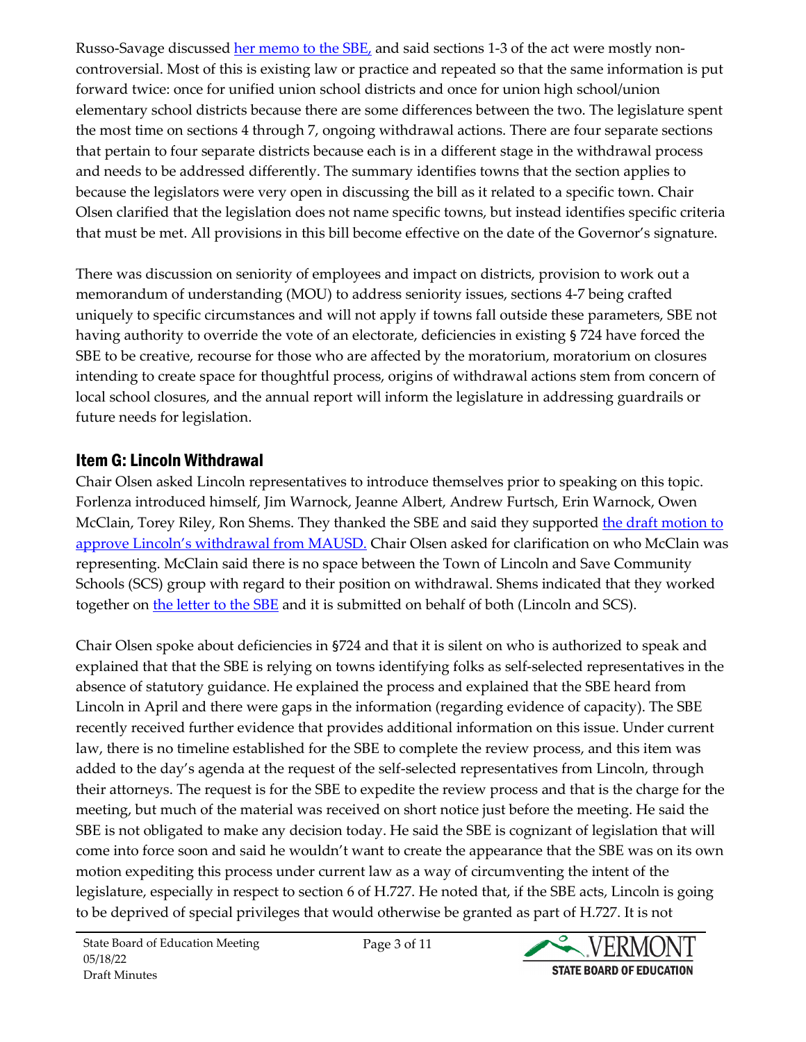Russo-Savage discussed [her memo to the SBE,](#) and said sections 1-3 of the act were mostly non-controversial. Most of this is existing law or practice and repeated so that the same information is put forward twice: once for unified union school districts and once for union high school/union elementary school districts because there are some differences between the two. The legislature spent the most time on sections 4 through 7, ongoing withdrawal actions. There are four separate sections that pertain to four separate districts because each is in a different stage in the withdrawal process and needs to be addressed differently. The summary identifies towns that the section applies to because the legislators were very open in discussing the bill as it related to a specific town. Chair Olsen clarified that the legislation does not name specific towns, but instead identifies specific criteria that must be met. All provisions in this bill become effective on the date of the Governor's signature.

There was discussion on seniority of employees and impact on districts, provision to work out a memorandum of understanding (MOU) to address seniority issues, sections 4-7 being crafted uniquely to specific circumstances and will not apply if towns fall outside these parameters, SBE not having authority to override the vote of an electorate, deficiencies in existing § 724 have forced the SBE to be creative, recourse for those who are affected by the moratorium, moratorium on closures intending to create space for thoughtful process, origins of withdrawal actions stem from concern of local school closures, and the annual report will inform the legislature in addressing guardrails or future needs for legislation.

## Item G: Lincoln Withdrawal

Chair Olsen asked Lincoln representatives to introduce themselves prior to speaking on this topic. Forlenza introduced himself, Jim Warnock, Jeanne Albert, Andrew Furtsch, Erin Warnock, Owen McClain, Torey Riley, Ron Shems. They thanked the SBE and said they supported [the draft motion to approve Lincoln's withdrawal from MAUSD.](#) Chair Olsen asked for clarification on who McClain was representing. McClain said there is no space between the Town of Lincoln and Save Community Schools (SCS) group with regard to their position on withdrawal. Shems indicated that they worked together on [the letter to the SBE](#) and it is submitted on behalf of both (Lincoln and SCS).

Chair Olsen spoke about deficiencies in §724 and that it is silent on who is authorized to speak and explained that that the SBE is relying on towns identifying folks as self-selected representatives in the absence of statutory guidance. He explained the process and explained that the SBE heard from Lincoln in April and there were gaps in the information (regarding evidence of capacity). The SBE recently received further evidence that provides additional information on this issue. Under current law, there is no timeline established for the SBE to complete the review process, and this item was added to the day's agenda at the request of the self-selected representatives from Lincoln, through their attorneys. The request is for the SBE to expedite the review process and that is the charge for the meeting, but much of the material was received on short notice just before the meeting. He said the SBE is not obligated to make any decision today. He said the SBE is cognizant of legislation that will come into force soon and said he wouldn't want to create the appearance that the SBE was on its own motion expediting this process under current law as a way of circumventing the intent of the legislature, especially in respect to section 6 of H.727. He noted that, if the SBE acts, Lincoln is going to be deprived of special privileges that would otherwise be granted as part of H.727. It is not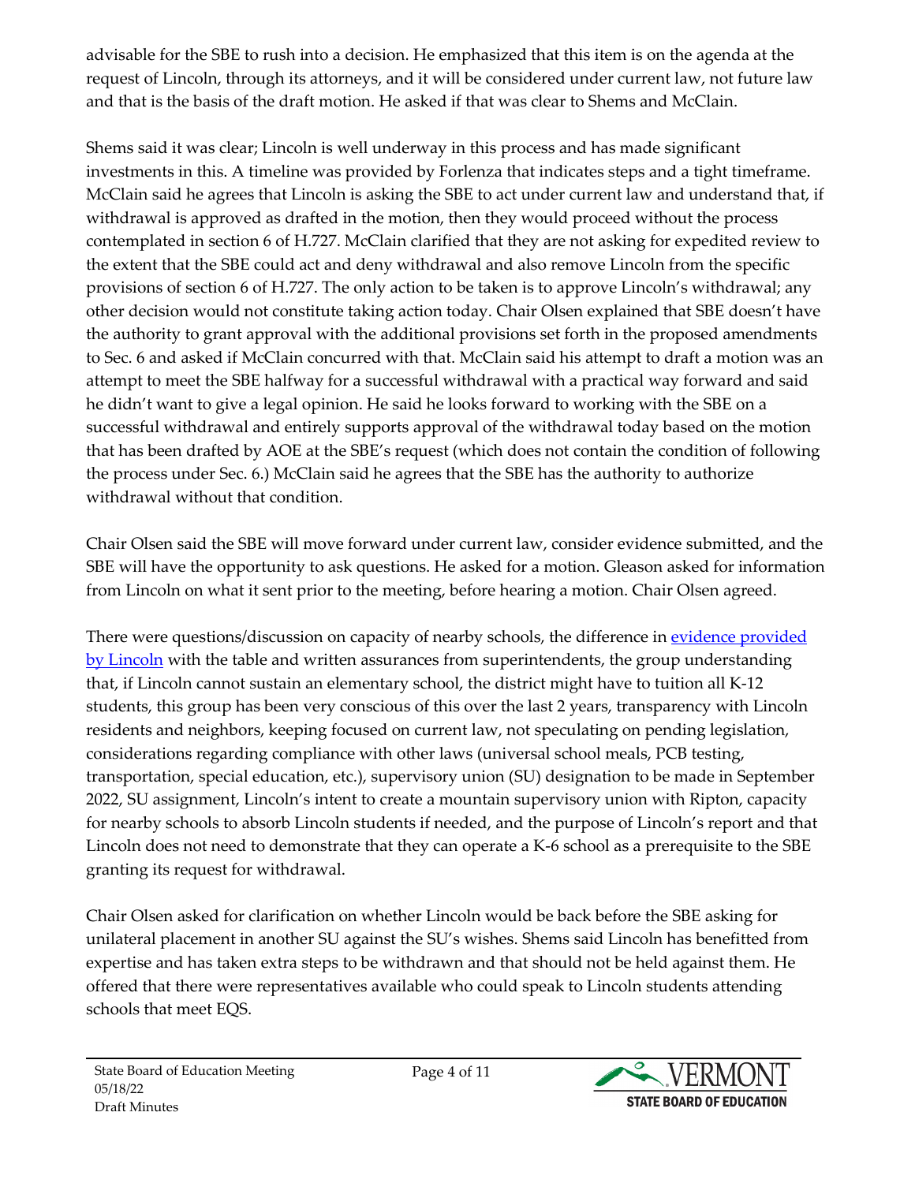advisable for the SBE to rush into a decision. He emphasized that this item is on the agenda at the request of Lincoln, through its attorneys, and it will be considered under current law, not future law and that is the basis of the draft motion. He asked if that was clear to Shems and McClain.

Shems said it was clear; Lincoln is well underway in this process and has made significant investments in this. A timeline was provided by Forlenza that indicates steps and a tight timeframe. McClain said he agrees that Lincoln is asking the SBE to act under current law and understand that, if withdrawal is approved as drafted in the motion, then they would proceed without the process contemplated in section 6 of H.727. McClain clarified that they are not asking for expedited review to the extent that the SBE could act and deny withdrawal and also remove Lincoln from the specific provisions of section 6 of H.727. The only action to be taken is to approve Lincoln's withdrawal; any other decision would not constitute taking action today. Chair Olsen explained that SBE doesn't have the authority to grant approval with the additional provisions set forth in the proposed amendments to Sec. 6 and asked if McClain concurred with that. McClain said his attempt to draft a motion was an attempt to meet the SBE halfway for a successful withdrawal with a practical way forward and said he didn't want to give a legal opinion. He said he looks forward to working with the SBE on a successful withdrawal and entirely supports approval of the withdrawal today based on the motion that has been drafted by AOE at the SBE's request (which does not contain the condition of following the process under Sec. 6.) McClain said he agrees that the SBE has the authority to authorize withdrawal without that condition.

Chair Olsen said the SBE will move forward under current law, consider evidence submitted, and the SBE will have the opportunity to ask questions. He asked for a motion. Gleason asked for information from Lincoln on what it sent prior to the meeting, before hearing a motion. Chair Olsen agreed.

There were questions/discussion on capacity of nearby schools, the difference in evidence provided by Lincoln with the table and written assurances from superintendents, the group understanding that, if Lincoln cannot sustain an elementary school, the district might have to tuition all K-12 students, this group has been very conscious of this over the last 2 years, transparency with Lincoln residents and neighbors, keeping focused on current law, not speculating on pending legislation, considerations regarding compliance with other laws (universal school meals, PCB testing, transportation, special education, etc.), supervisory union (SU) designation to be made in September 2022, SU assignment, Lincoln's intent to create a mountain supervisory union with Ripton, capacity for nearby schools to absorb Lincoln students if needed, and the purpose of Lincoln's report and that Lincoln does not need to demonstrate that they can operate a K-6 school as a prerequisite to the SBE granting its request for withdrawal.

Chair Olsen asked for clarification on whether Lincoln would be back before the SBE asking for unilateral placement in another SU against the SU's wishes. Shems said Lincoln has benefitted from expertise and has taken extra steps to be withdrawn and that should not be held against them. He offered that there were representatives available who could speak to Lincoln students attending schools that meet EQS.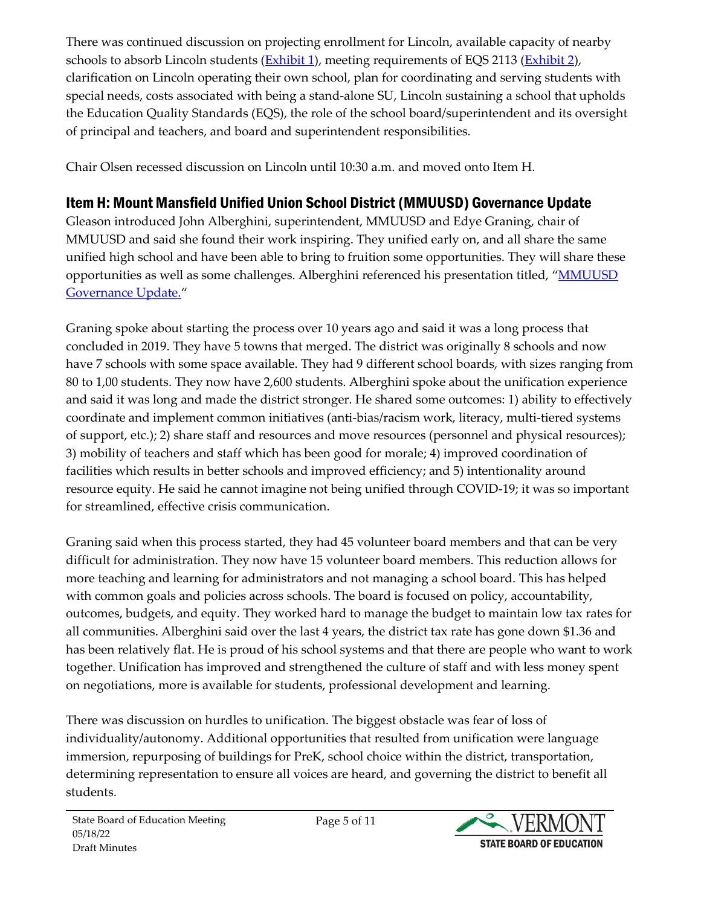There was continued discussion on projecting enrollment for Lincoln, available capacity of nearby schools to absorb Lincoln students (Exhibit 1), meeting requirements of EQS 2113 (Exhibit 2), clarification on Lincoln operating their own school, plan for coordinating and serving students with special needs, costs associated with being a stand-alone SU, Lincoln sustaining a school that upholds the Education Quality Standards (EQS), the role of the school board/superintendent and its oversight of principal and teachers, and board and superintendent responsibilities.

Chair Olsen recessed discussion on Lincoln until 10:30 a.m. and moved onto Item H.

## Item H: Mount Mansfield Unified Union School District (MMUUSD) Governance Update

Gleason introduced John Alberghini, superintendent, MMUUSD and Edye Graning, chair of MMUUSD and said she found their work inspiring. They unified early on, and all share the same unified high school and have been able to bring to fruition some opportunities. They will share these opportunities as well as some challenges. Alberghini referenced his presentation titled, "MMUUSD Governance Update."

Graning spoke about starting the process over 10 years ago and said it was a long process that concluded in 2019. They have 5 towns that merged. The district was originally 8 schools and now have 7 schools with some space available. They had 9 different school boards, with sizes ranging from 80 to 1,00 students. They now have 2,600 students. Alberghini spoke about the unification experience and said it was long and made the district stronger. He shared some outcomes: 1) ability to effectively coordinate and implement common initiatives (anti-bias/racism work, literacy, multi-tiered systems of support, etc.); 2) share staff and resources and move resources (personnel and physical resources); 3) mobility of teachers and staff which has been good for morale; 4) improved coordination of facilities which results in better schools and improved efficiency; and 5) intentionality around resource equity. He said he cannot imagine not being unified through COVID-19; it was so important for streamlined, effective crisis communication.

Graning said when this process started, they had 45 volunteer board members and that can be very difficult for administration. They now have 15 volunteer board members. This reduction allows for more teaching and learning for administrators and not managing a school board. This has helped with common goals and policies across schools. The board is focused on policy, accountability, outcomes, budgets, and equity. They worked hard to manage the budget to maintain low tax rates for all communities. Alberghini said over the last 4 years, the district tax rate has gone down $1.36 and has been relatively flat. He is proud of his school systems and that there are people who want to work together. Unification has improved and strengthened the culture of staff and with less money spent on negotiations, more is available for students, professional development and learning.

There was discussion on hurdles to unification. The biggest obstacle was fear of loss of individuality/autonomy. Additional opportunities that resulted from unification were language immersion, repurposing of buildings for PreK, school choice within the district, transportation, determining representation to ensure all voices are heard, and governing the district to benefit all students.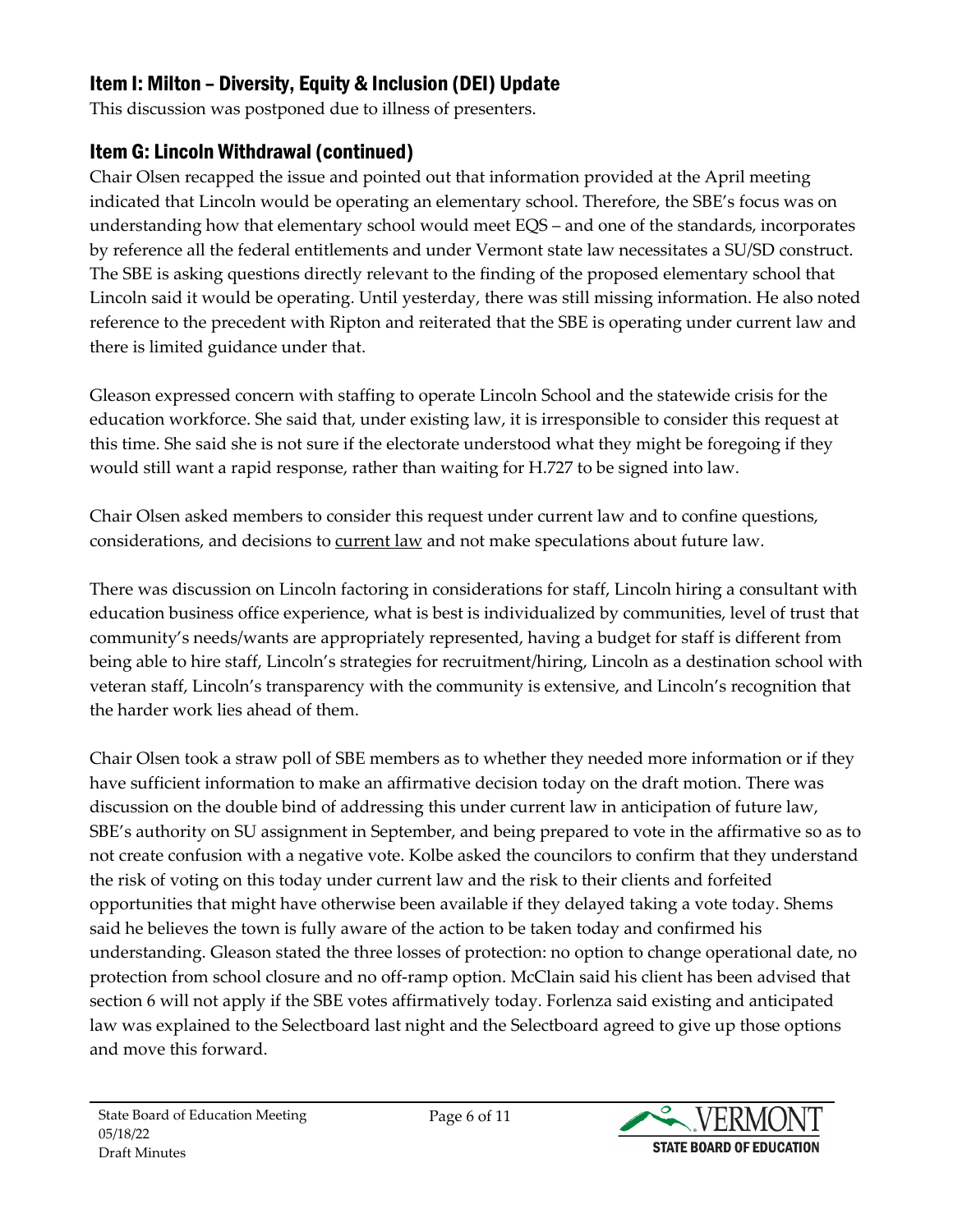## Item I: Milton – Diversity, Equity & Inclusion (DEI) Update

This discussion was postponed due to illness of presenters.

## Item G: Lincoln Withdrawal (continued)

Chair Olsen recapped the issue and pointed out that information provided at the April meeting indicated that Lincoln would be operating an elementary school. Therefore, the SBE's focus was on understanding how that elementary school would meet EQS – and one of the standards, incorporates by reference all the federal entitlements and under Vermont state law necessitates a SU/SD construct. The SBE is asking questions directly relevant to the finding of the proposed elementary school that Lincoln said it would be operating. Until yesterday, there was still missing information. He also noted reference to the precedent with Ripton and reiterated that the SBE is operating under current law and there is limited guidance under that.

Gleason expressed concern with staffing to operate Lincoln School and the statewide crisis for the education workforce. She said that, under existing law, it is irresponsible to consider this request at this time. She said she is not sure if the electorate understood what they might be foregoing if they would still want a rapid response, rather than waiting for H.727 to be signed into law.

Chair Olsen asked members to consider this request under current law and to confine questions, considerations, and decisions to current law and not make speculations about future law.

There was discussion on Lincoln factoring in considerations for staff, Lincoln hiring a consultant with education business office experience, what is best is individualized by communities, level of trust that community's needs/wants are appropriately represented, having a budget for staff is different from being able to hire staff, Lincoln's strategies for recruitment/hiring, Lincoln as a destination school with veteran staff, Lincoln's transparency with the community is extensive, and Lincoln's recognition that the harder work lies ahead of them.

Chair Olsen took a straw poll of SBE members as to whether they needed more information or if they have sufficient information to make an affirmative decision today on the draft motion. There was discussion on the double bind of addressing this under current law in anticipation of future law, SBE's authority on SU assignment in September, and being prepared to vote in the affirmative so as to not create confusion with a negative vote. Kolbe asked the councilors to confirm that they understand the risk of voting on this today under current law and the risk to their clients and forfeited opportunities that might have otherwise been available if they delayed taking a vote today. Shems said he believes the town is fully aware of the action to be taken today and confirmed his understanding. Gleason stated the three losses of protection: no option to change operational date, no protection from school closure and no off-ramp option. McClain said his client has been advised that section 6 will not apply if the SBE votes affirmatively today. Forlenza said existing and anticipated law was explained to the Selectboard last night and the Selectboard agreed to give up those options and move this forward.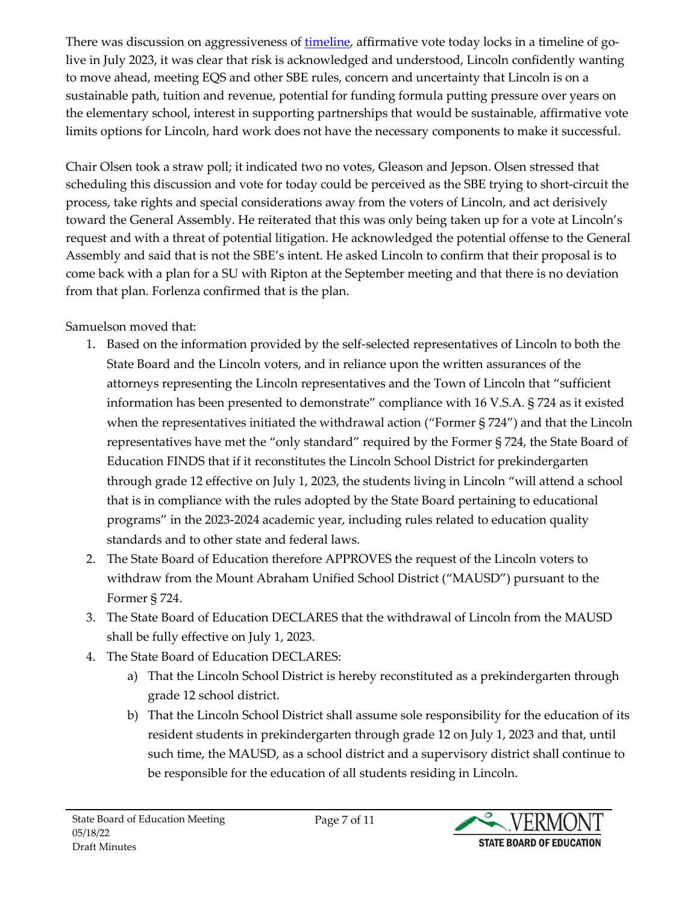There was discussion on aggressiveness of [timeline](timeline), affirmative vote today locks in a timeline of go-live in July 2023, it was clear that risk is acknowledged and understood, Lincoln confidently wanting to move ahead, meeting EQS and other SBE rules, concern and uncertainty that Lincoln is on a sustainable path, tuition and revenue, potential for funding formula putting pressure over years on the elementary school, interest in supporting partnerships that would be sustainable, affirmative vote limits options for Lincoln, hard work does not have the necessary components to make it successful.

Chair Olsen took a straw poll; it indicated two no votes, Gleason and Jepson. Olsen stressed that scheduling this discussion and vote for today could be perceived as the SBE trying to short-circuit the process, take rights and special considerations away from the voters of Lincoln, and act derisively toward the General Assembly. He reiterated that this was only being taken up for a vote at Lincoln's request and with a threat of potential litigation. He acknowledged the potential offense to the General Assembly and said that is not the SBE's intent. He asked Lincoln to confirm that their proposal is to come back with a plan for a SU with Ripton at the September meeting and that there is no deviation from that plan. Forlenza confirmed that is the plan.

Samuelson moved that:

1. Based on the information provided by the self-selected representatives of Lincoln to both the State Board and the Lincoln voters, and in reliance upon the written assurances of the attorneys representing the Lincoln representatives and the Town of Lincoln that "sufficient information has been presented to demonstrate" compliance with 16 V.S.A. § 724 as it existed when the representatives initiated the withdrawal action ("Former § 724") and that the Lincoln representatives have met the "only standard" required by the Former § 724, the State Board of Education FINDS that if it reconstitutes the Lincoln School District for prekindergarten through grade 12 effective on July 1, 2023, the students living in Lincoln "will attend a school that is in compliance with the rules adopted by the State Board pertaining to educational programs" in the 2023-2024 academic year, including rules related to education quality standards and to other state and federal laws.
2. The State Board of Education therefore APPROVES the request of the Lincoln voters to withdraw from the Mount Abraham Unified School District ("MAUSD") pursuant to the Former § 724.
3. The State Board of Education DECLARES that the withdrawal of Lincoln from the MAUSD shall be fully effective on July 1, 2023.
4. The State Board of Education DECLARES:
    a) That the Lincoln School District is hereby reconstituted as a prekindergarten through grade 12 school district.
    b) That the Lincoln School District shall assume sole responsibility for the education of its resident students in prekindergarten through grade 12 on July 1, 2023 and that, until such time, the MAUSD, as a school district and a supervisory district shall continue to be responsible for the education of all students residing in Lincoln.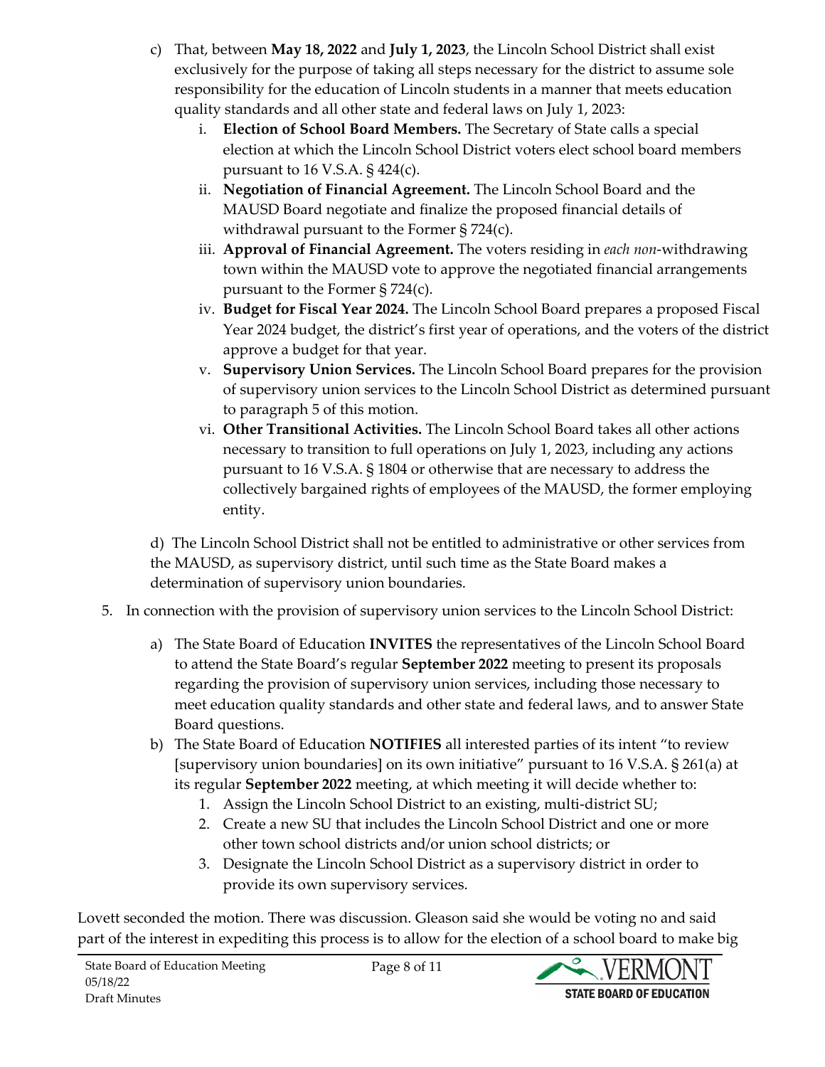c) That, between **May 18, 2022** and **July 1, 2023**, the Lincoln School District shall exist exclusively for the purpose of taking all steps necessary for the district to assume sole responsibility for the education of Lincoln students in a manner that meets education quality standards and all other state and federal laws on July 1, 2023:

   i. **Election of School Board Members.** The Secretary of State calls a special election at which the Lincoln School District voters elect school board members pursuant to 16 V.S.A. § 424(c).

   ii. **Negotiation of Financial Agreement.** The Lincoln School Board and the MAUSD Board negotiate and finalize the proposed financial details of withdrawal pursuant to the Former § 724(c).

   iii. **Approval of Financial Agreement.** The voters residing in *each non*-withdrawing town within the MAUSD vote to approve the negotiated financial arrangements pursuant to the Former § 724(c).

   iv. **Budget for Fiscal Year 2024.** The Lincoln School Board prepares a proposed Fiscal Year 2024 budget, the district's first year of operations, and the voters of the district approve a budget for that year.

   v. **Supervisory Union Services.** The Lincoln School Board prepares for the provision of supervisory union services to the Lincoln School District as determined pursuant to paragraph 5 of this motion.

   vi. **Other Transitional Activities.** The Lincoln School Board takes all other actions necessary to transition to full operations on July 1, 2023, including any actions pursuant to 16 V.S.A. § 1804 or otherwise that are necessary to address the collectively bargained rights of employees of the MAUSD, the former employing entity.

d) The Lincoln School District shall not be entitled to administrative or other services from the MAUSD, as supervisory district, until such time as the State Board makes a determination of supervisory union boundaries.

5. In connection with the provision of supervisory union services to the Lincoln School District:

   a) The State Board of Education **INVITES** the representatives of the Lincoln School Board to attend the State Board's regular **September 2022** meeting to present its proposals regarding the provision of supervisory union services, including those necessary to meet education quality standards and other state and federal laws, and to answer State Board questions.

   b) The State Board of Education **NOTIFIES** all interested parties of its intent "to review [supervisory union boundaries] on its own initiative" pursuant to 16 V.S.A. § 261(a) at its regular **September 2022** meeting, at which meeting it will decide whether to:

      1. Assign the Lincoln School District to an existing, multi-district SU;
      2. Create a new SU that includes the Lincoln School District and one or more other town school districts and/or union school districts; or
      3. Designate the Lincoln School District as a supervisory district in order to provide its own supervisory services.

Lovett seconded the motion. There was discussion. Gleason said she would be voting no and said part of the interest in expediting this process is to allow for the election of a school board to make big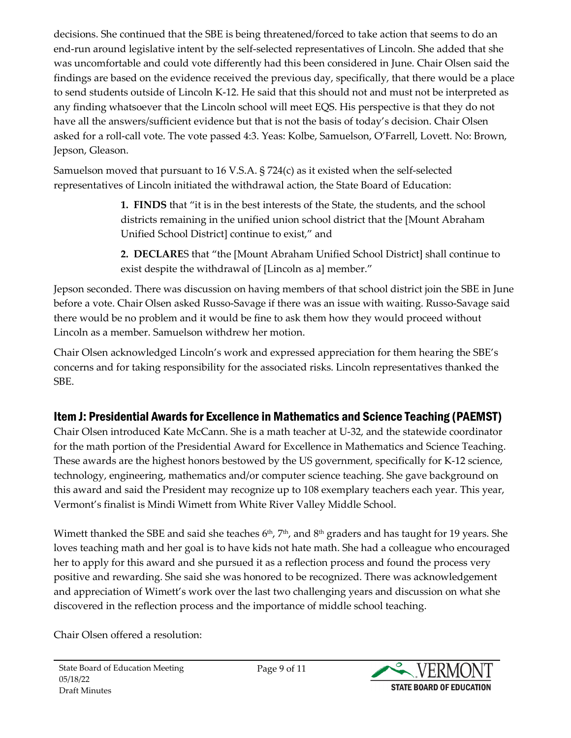decisions. She continued that the SBE is being threatened/forced to take action that seems to do an end-run around legislative intent by the self-selected representatives of Lincoln. She added that she was uncomfortable and could vote differently had this been considered in June. Chair Olsen said the findings are based on the evidence received the previous day, specifically, that there would be a place to send students outside of Lincoln K-12. He said that this should not and must not be interpreted as any finding whatsoever that the Lincoln school will meet EQS. His perspective is that they do not have all the answers/sufficient evidence but that is not the basis of today's decision. Chair Olsen asked for a roll-call vote. The vote passed 4:3. Yeas: Kolbe, Samuelson, O'Farrell, Lovett. No: Brown, Jepson, Gleason.

Samuelson moved that pursuant to 16 V.S.A. § 724(c) as it existed when the self-selected representatives of Lincoln initiated the withdrawal action, the State Board of Education:

> **1. FINDS** that "it is in the best interests of the State, the students, and the school districts remaining in the unified union school district that the [Mount Abraham Unified School District] continue to exist," and
>
> **2. DECLARE**S that "the [Mount Abraham Unified School District] shall continue to exist despite the withdrawal of [Lincoln as a] member."

Jepson seconded. There was discussion on having members of that school district join the SBE in June before a vote. Chair Olsen asked Russo-Savage if there was an issue with waiting. Russo-Savage said there would be no problem and it would be fine to ask them how they would proceed without Lincoln as a member. Samuelson withdrew her motion.

Chair Olsen acknowledged Lincoln's work and expressed appreciation for them hearing the SBE's concerns and for taking responsibility for the associated risks. Lincoln representatives thanked the SBE.

## Item J: Presidential Awards for Excellence in Mathematics and Science Teaching (PAEMST)

Chair Olsen introduced Kate McCann. She is a math teacher at U-32, and the statewide coordinator for the math portion of the Presidential Award for Excellence in Mathematics and Science Teaching. These awards are the highest honors bestowed by the US government, specifically for K-12 science, technology, engineering, mathematics and/or computer science teaching. She gave background on this award and said the President may recognize up to 108 exemplary teachers each year. This year, Vermont's finalist is Mindi Wimett from White River Valley Middle School.

Wimett thanked the SBE and said she teaches 6th, 7th, and 8th graders and has taught for 19 years. She loves teaching math and her goal is to have kids not hate math. She had a colleague who encouraged her to apply for this award and she pursued it as a reflection process and found the process very positive and rewarding. She said she was honored to be recognized. There was acknowledgement and appreciation of Wimett's work over the last two challenging years and discussion on what she discovered in the reflection process and the importance of middle school teaching.

Chair Olsen offered a resolution: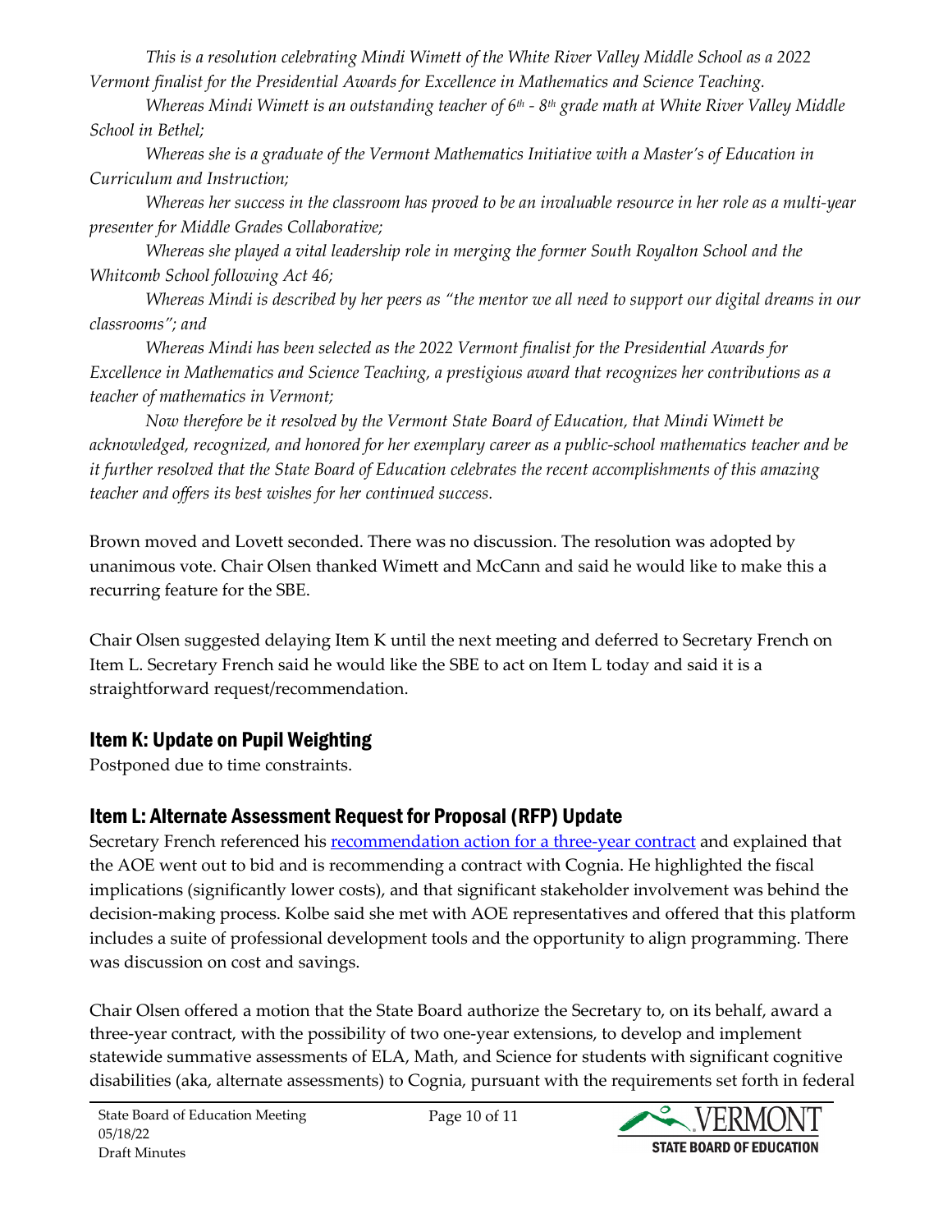*This is a resolution celebrating Mindi Wimett of the White River Valley Middle School as a 2022 Vermont finalist for the Presidential Awards for Excellence in Mathematics and Science Teaching.*

*Whereas Mindi Wimett is an outstanding teacher of 6th - 8th grade math at White River Valley Middle School in Bethel;*

*Whereas she is a graduate of the Vermont Mathematics Initiative with a Master's of Education in Curriculum and Instruction;*

*Whereas her success in the classroom has proved to be an invaluable resource in her role as a multi-year presenter for Middle Grades Collaborative;*

*Whereas she played a vital leadership role in merging the former South Royalton School and the Whitcomb School following Act 46;*

*Whereas Mindi is described by her peers as "the mentor we all need to support our digital dreams in our classrooms"; and*

*Whereas Mindi has been selected as the 2022 Vermont finalist for the Presidential Awards for Excellence in Mathematics and Science Teaching, a prestigious award that recognizes her contributions as a teacher of mathematics in Vermont;*

*Now therefore be it resolved by the Vermont State Board of Education, that Mindi Wimett be acknowledged, recognized, and honored for her exemplary career as a public-school mathematics teacher and be it further resolved that the State Board of Education celebrates the recent accomplishments of this amazing teacher and offers its best wishes for her continued success.*

Brown moved and Lovett seconded. There was no discussion. The resolution was adopted by unanimous vote. Chair Olsen thanked Wimett and McCann and said he would like to make this a recurring feature for the SBE.

Chair Olsen suggested delaying Item K until the next meeting and deferred to Secretary French on Item L. Secretary French said he would like the SBE to act on Item L today and said it is a straightforward request/recommendation.

## Item K: Update on Pupil Weighting

Postponed due to time constraints.

## Item L: Alternate Assessment Request for Proposal (RFP) Update

Secretary French referenced his recommendation action for a three-year contract and explained that the AOE went out to bid and is recommending a contract with Cognia. He highlighted the fiscal implications (significantly lower costs), and that significant stakeholder involvement was behind the decision-making process. Kolbe said she met with AOE representatives and offered that this platform includes a suite of professional development tools and the opportunity to align programming. There was discussion on cost and savings.

Chair Olsen offered a motion that the State Board authorize the Secretary to, on its behalf, award a three-year contract, with the possibility of two one-year extensions, to develop and implement statewide summative assessments of ELA, Math, and Science for students with significant cognitive disabilities (aka, alternate assessments) to Cognia, pursuant with the requirements set forth in federal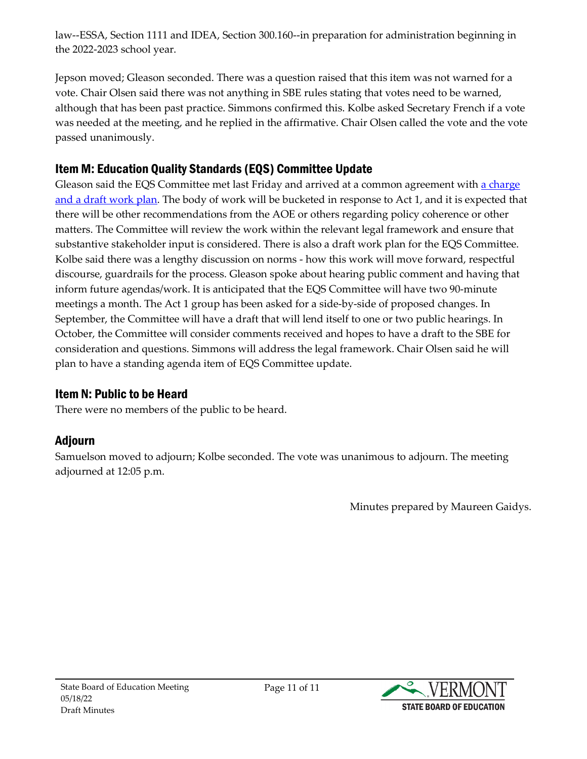law--ESSA, Section 1111 and IDEA, Section 300.160--in preparation for administration beginning in the 2022-2023 school year.

Jepson moved; Gleason seconded. There was a question raised that this item was not warned for a vote. Chair Olsen said there was not anything in SBE rules stating that votes need to be warned, although that has been past practice. Simmons confirmed this. Kolbe asked Secretary French if a vote was needed at the meeting, and he replied in the affirmative. Chair Olsen called the vote and the vote passed unanimously.

## Item M: Education Quality Standards (EQS) Committee Update

Gleason said the EQS Committee met last Friday and arrived at a common agreement with [a charge and a draft work plan](). The body of work will be bucketed in response to Act 1, and it is expected that there will be other recommendations from the AOE or others regarding policy coherence or other matters. The Committee will review the work within the relevant legal framework and ensure that substantive stakeholder input is considered. There is also a draft work plan for the EQS Committee. Kolbe said there was a lengthy discussion on norms - how this work will move forward, respectful discourse, guardrails for the process. Gleason spoke about hearing public comment and having that inform future agendas/work. It is anticipated that the EQS Committee will have two 90-minute meetings a month. The Act 1 group has been asked for a side-by-side of proposed changes. In September, the Committee will have a draft that will lend itself to one or two public hearings. In October, the Committee will consider comments received and hopes to have a draft to the SBE for consideration and questions. Simmons will address the legal framework. Chair Olsen said he will plan to have a standing agenda item of EQS Committee update.

## Item N: Public to be Heard

There were no members of the public to be heard.

## Adjourn

Samuelson moved to adjourn; Kolbe seconded. The vote was unanimous to adjourn. The meeting adjourned at 12:05 p.m.

Minutes prepared by Maureen Gaidys.